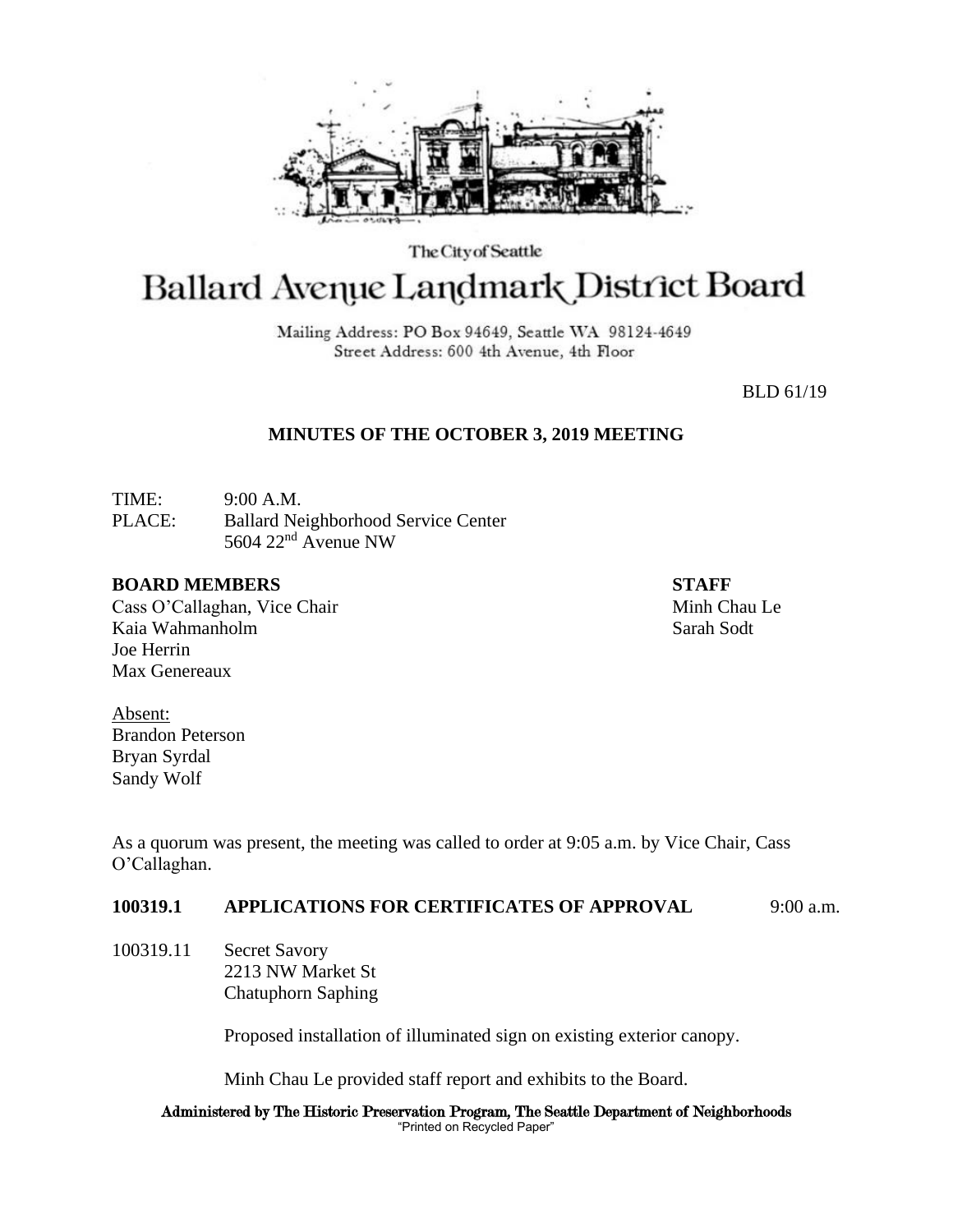The City of Seattle

# Ballard Avenue Landmark District Board

Mailing Address: PO Box 94649, Seattle WA 98124-4649
Street Address: 600 4th Avenue, 4th Floor

BLD 61/19

## MINUTES OF THE OCTOBER 3, 2019 MEETING

TIME: 9:00 A.M.
PLACE: Ballard Neighborhood Service Center
5604 22nd Avenue NW

**BOARD MEMBERS**
Cass O'Callaghan, Vice Chair
Kaia Wahmanholm
Joe Herrin
Max Genereaux

**STAFF**
Minh Chau Le
Sarah Sodt

Absent:
Brandon Peterson
Bryan Syrdal
Sandy Wolf

As a quorum was present, the meeting was called to order at 9:05 a.m. by Vice Chair, Cass O'Callaghan.

**100319.1 APPLICATIONS FOR CERTIFICATES OF APPROVAL** 9:00 a.m.

100319.11 Secret Savory
2213 NW Market St
Chatuphorn Saphing

Proposed installation of illuminated sign on existing exterior canopy.

Minh Chau Le provided staff report and exhibits to the Board.

Administered by The Historic Preservation Program, The Seattle Department of Neighborhoods
"Printed on Recycled Paper"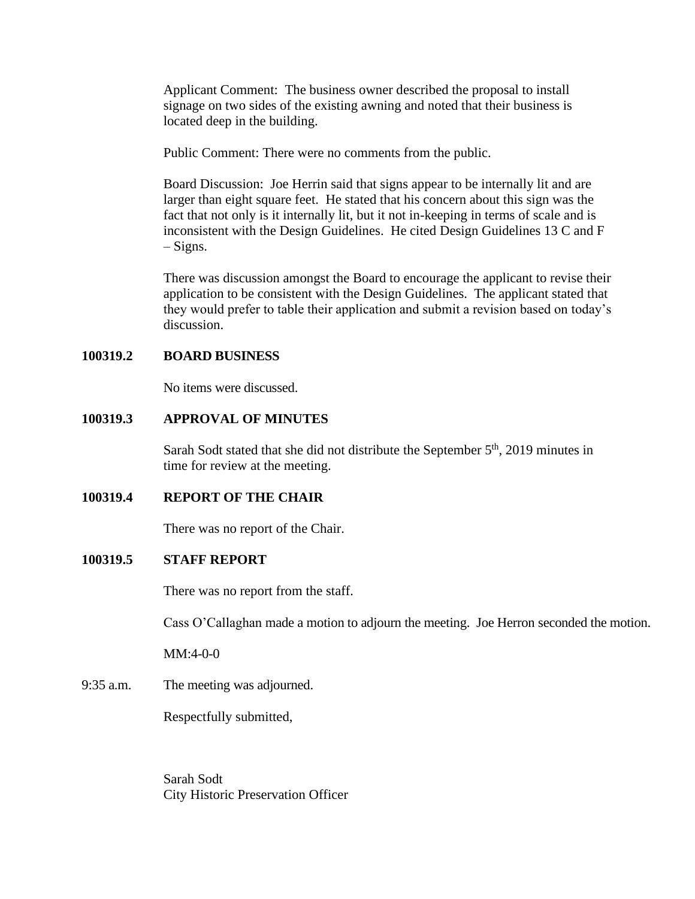Applicant Comment: The business owner described the proposal to install signage on two sides of the existing awning and noted that their business is located deep in the building.

Public Comment: There were no comments from the public.

Board Discussion: Joe Herrin said that signs appear to be internally lit and are larger than eight square feet. He stated that his concern about this sign was the fact that not only is it internally lit, but it not in-keeping in terms of scale and is inconsistent with the Design Guidelines. He cited Design Guidelines 13 C and F – Signs.

There was discussion amongst the Board to encourage the applicant to revise their application to be consistent with the Design Guidelines. The applicant stated that they would prefer to table their application and submit a revision based on today's discussion.

**100319.2 BOARD BUSINESS**

No items were discussed.

**100319.3 APPROVAL OF MINUTES**

Sarah Sodt stated that she did not distribute the September 5th, 2019 minutes in time for review at the meeting.

**100319.4 REPORT OF THE CHAIR**

There was no report of the Chair.

**100319.5 STAFF REPORT**

There was no report from the staff.

Cass O'Callaghan made a motion to adjourn the meeting. Joe Herron seconded the motion.

MM:4-0-0

9:35 a.m. The meeting was adjourned.

Respectfully submitted,

Sarah Sodt
City Historic Preservation Officer